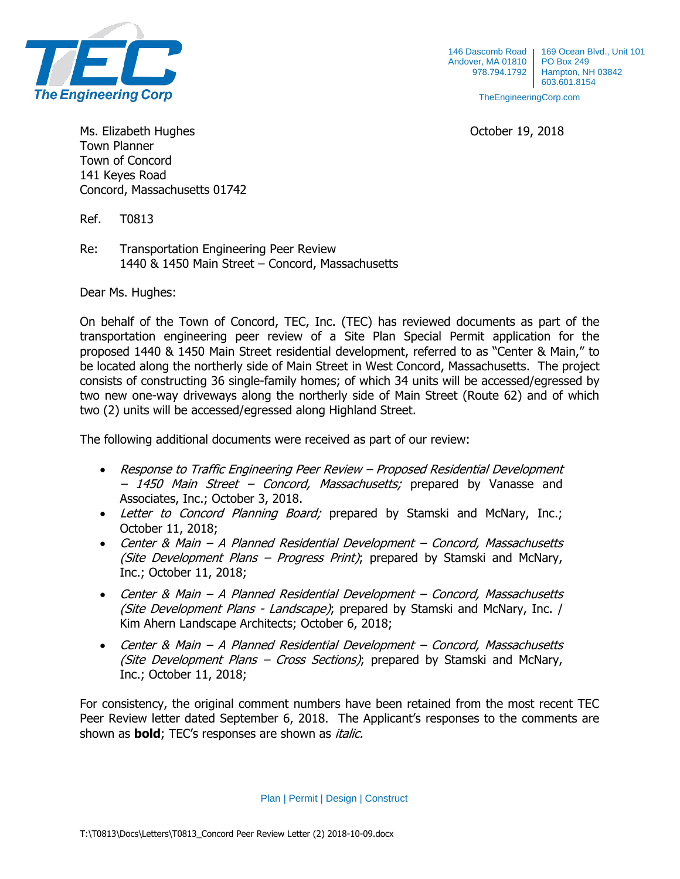TEC
The Engineering Corp

146 Dascomb Road
Andover, MA 01810
978.794.1792

169 Ocean Blvd., Unit 101
PO Box 249
Hampton, NH 03842
603.601.8154

TheEngineeringCorp.com

Ms. Elizabeth Hughes
Town Planner
Town of Concord
141 Keyes Road
Concord, Massachusetts 01742

October 19, 2018

Ref. T0813

Re: Transportation Engineering Peer Review
1440 & 1450 Main Street – Concord, Massachusetts

Dear Ms. Hughes:

On behalf of the Town of Concord, TEC, Inc. (TEC) has reviewed documents as part of the transportation engineering peer review of a Site Plan Special Permit application for the proposed 1440 & 1450 Main Street residential development, referred to as "Center & Main," to be located along the northerly side of Main Street in West Concord, Massachusetts. The project consists of constructing 36 single-family homes; of which 34 units will be accessed/egressed by two new one-way driveways along the northerly side of Main Street (Route 62) and of which two (2) units will be accessed/egressed along Highland Street.

The following additional documents were received as part of our review:

- *Response to Traffic Engineering Peer Review – Proposed Residential Development – 1450 Main Street – Concord, Massachusetts;* prepared by Vanasse and Associates, Inc.; October 3, 2018.
- *Letter to Concord Planning Board;* prepared by Stamski and McNary, Inc.; October 11, 2018;
- *Center & Main – A Planned Residential Development – Concord, Massachusetts (Site Development Plans – Progress Print)*; prepared by Stamski and McNary, Inc.; October 11, 2018;
- *Center & Main – A Planned Residential Development – Concord, Massachusetts (Site Development Plans - Landscape)*; prepared by Stamski and McNary, Inc. / Kim Ahern Landscape Architects; October 6, 2018;
- *Center & Main – A Planned Residential Development – Concord, Massachusetts (Site Development Plans – Cross Sections)*; prepared by Stamski and McNary, Inc.; October 11, 2018;

For consistency, the original comment numbers have been retained from the most recent TEC Peer Review letter dated September 6, 2018. The Applicant's responses to the comments are shown as **bold**; TEC's responses are shown as *italic.*

Plan | Permit | Design | Construct

T:\T0813\Docs\Letters\T0813_Concord Peer Review Letter (2) 2018-10-09.docx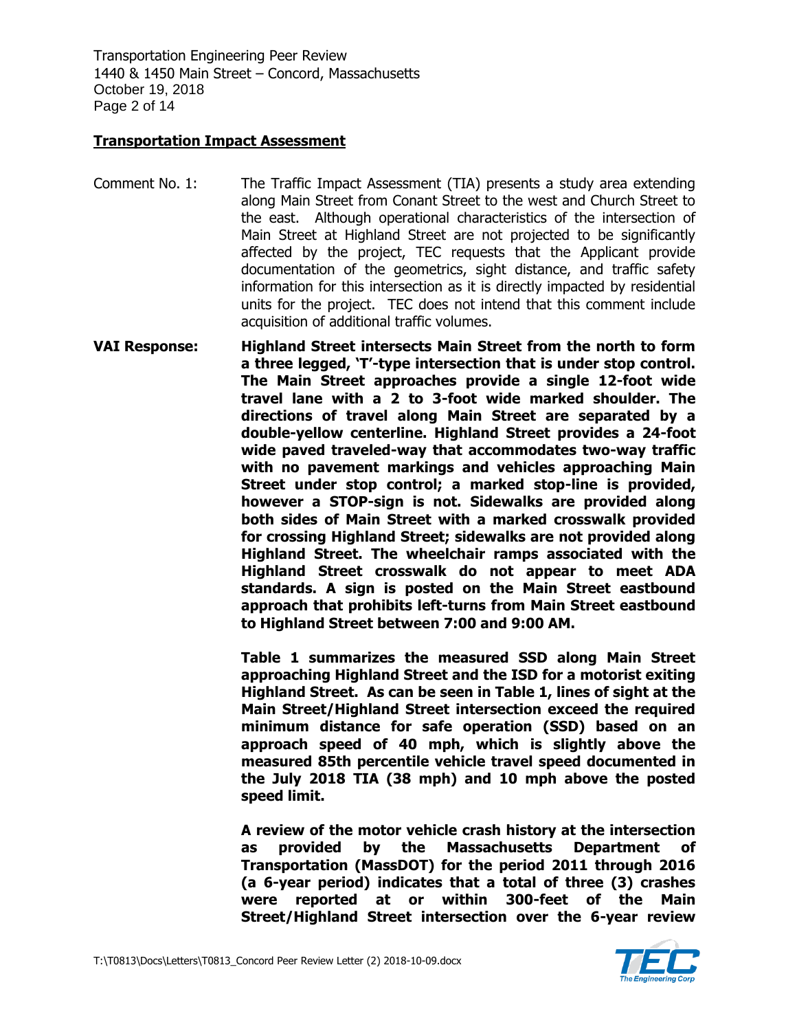## Transportation Impact Assessment

Comment No. 1: The Traffic Impact Assessment (TIA) presents a study area extending along Main Street from Conant Street to the west and Church Street to the east. Although operational characteristics of the intersection of Main Street at Highland Street are not projected to be significantly affected by the project, TEC requests that the Applicant provide documentation of the geometrics, sight distance, and traffic safety information for this intersection as it is directly impacted by residential units for the project. TEC does not intend that this comment include acquisition of additional traffic volumes.

**VAI Response: Highland Street intersects Main Street from the north to form a three legged, 'T'-type intersection that is under stop control. The Main Street approaches provide a single 12-foot wide travel lane with a 2 to 3-foot wide marked shoulder. The directions of travel along Main Street are separated by a double-yellow centerline. Highland Street provides a 24-foot wide paved traveled-way that accommodates two-way traffic with no pavement markings and vehicles approaching Main Street under stop control; a marked stop-line is provided, however a STOP-sign is not. Sidewalks are provided along both sides of Main Street with a marked crosswalk provided for crossing Highland Street; sidewalks are not provided along Highland Street. The wheelchair ramps associated with the Highland Street crosswalk do not appear to meet ADA standards. A sign is posted on the Main Street eastbound approach that prohibits left-turns from Main Street eastbound to Highland Street between 7:00 and 9:00 AM.**

**Table 1 summarizes the measured SSD along Main Street approaching Highland Street and the ISD for a motorist exiting Highland Street. As can be seen in Table 1, lines of sight at the Main Street/Highland Street intersection exceed the required minimum distance for safe operation (SSD) based on an approach speed of 40 mph, which is slightly above the measured 85th percentile vehicle travel speed documented in the July 2018 TIA (38 mph) and 10 mph above the posted speed limit.**

**A review of the motor vehicle crash history at the intersection as provided by the Massachusetts Department of Transportation (MassDOT) for the period 2011 through 2016 (a 6-year period) indicates that a total of three (3) crashes were reported at or within 300-feet of the Main Street/Highland Street intersection over the 6-year review**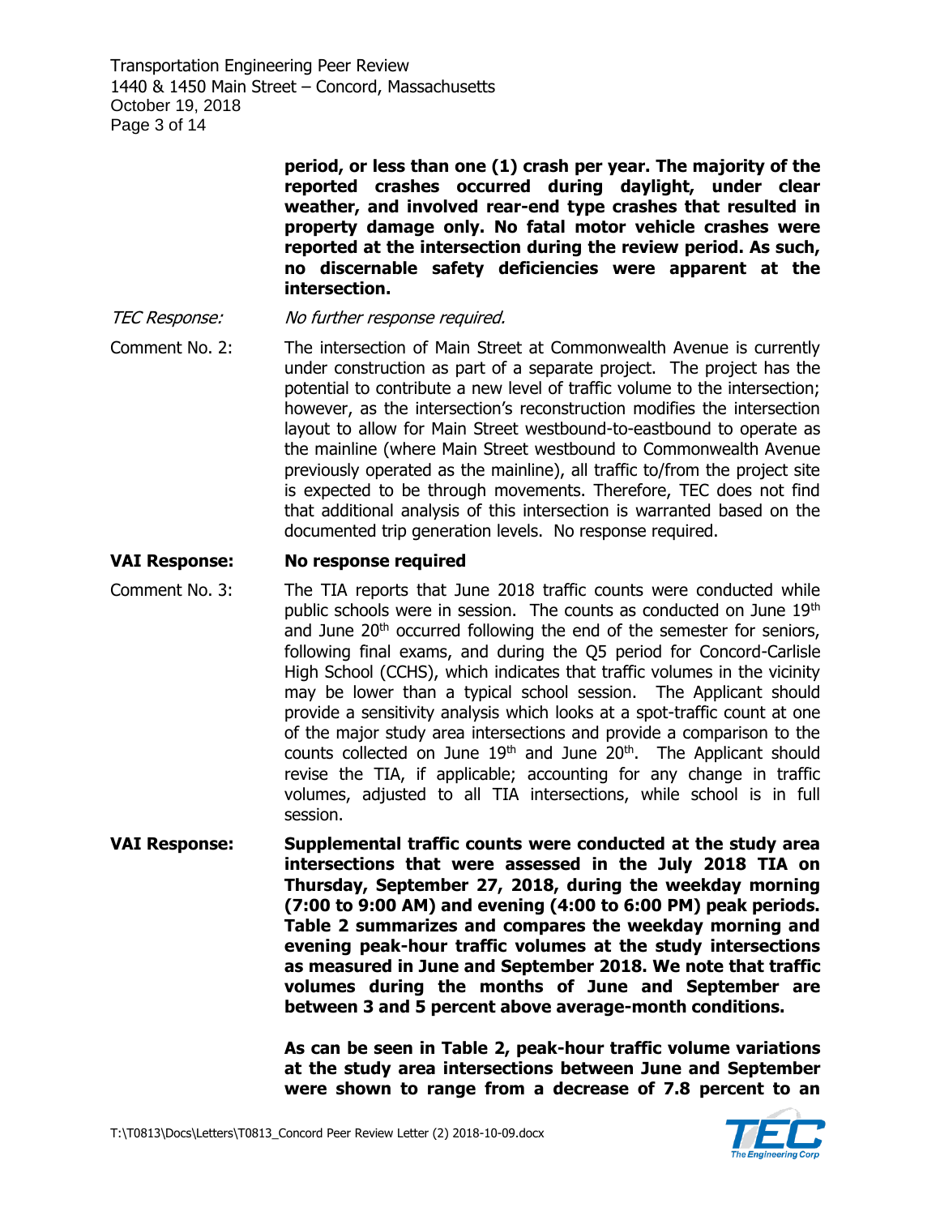**period, or less than one (1) crash per year. The majority of the reported crashes occurred during daylight, under clear weather, and involved rear-end type crashes that resulted in property damage only. No fatal motor vehicle crashes were reported at the intersection during the review period. As such, no discernable safety deficiencies were apparent at the intersection.**

*TEC Response:* *No further response required.*

Comment No. 2: The intersection of Main Street at Commonwealth Avenue is currently under construction as part of a separate project. The project has the potential to contribute a new level of traffic volume to the intersection; however, as the intersection's reconstruction modifies the intersection layout to allow for Main Street westbound-to-eastbound to operate as the mainline (where Main Street westbound to Commonwealth Avenue previously operated as the mainline), all traffic to/from the project site is expected to be through movements. Therefore, TEC does not find that additional analysis of this intersection is warranted based on the documented trip generation levels. No response required.

**VAI Response: No response required**

Comment No. 3: The TIA reports that June 2018 traffic counts were conducted while public schools were in session. The counts as conducted on June 19th and June 20th occurred following the end of the semester for seniors, following final exams, and during the Q5 period for Concord-Carlisle High School (CCHS), which indicates that traffic volumes in the vicinity may be lower than a typical school session. The Applicant should provide a sensitivity analysis which looks at a spot-traffic count at one of the major study area intersections and provide a comparison to the counts collected on June 19th and June 20th. The Applicant should revise the TIA, if applicable; accounting for any change in traffic volumes, adjusted to all TIA intersections, while school is in full session.

**VAI Response: Supplemental traffic counts were conducted at the study area intersections that were assessed in the July 2018 TIA on Thursday, September 27, 2018, during the weekday morning (7:00 to 9:00 AM) and evening (4:00 to 6:00 PM) peak periods. Table 2 summarizes and compares the weekday morning and evening peak-hour traffic volumes at the study intersections as measured in June and September 2018. We note that traffic volumes during the months of June and September are between 3 and 5 percent above average-month conditions.**

**As can be seen in Table 2, peak-hour traffic volume variations at the study area intersections between June and September were shown to range from a decrease of 7.8 percent to an**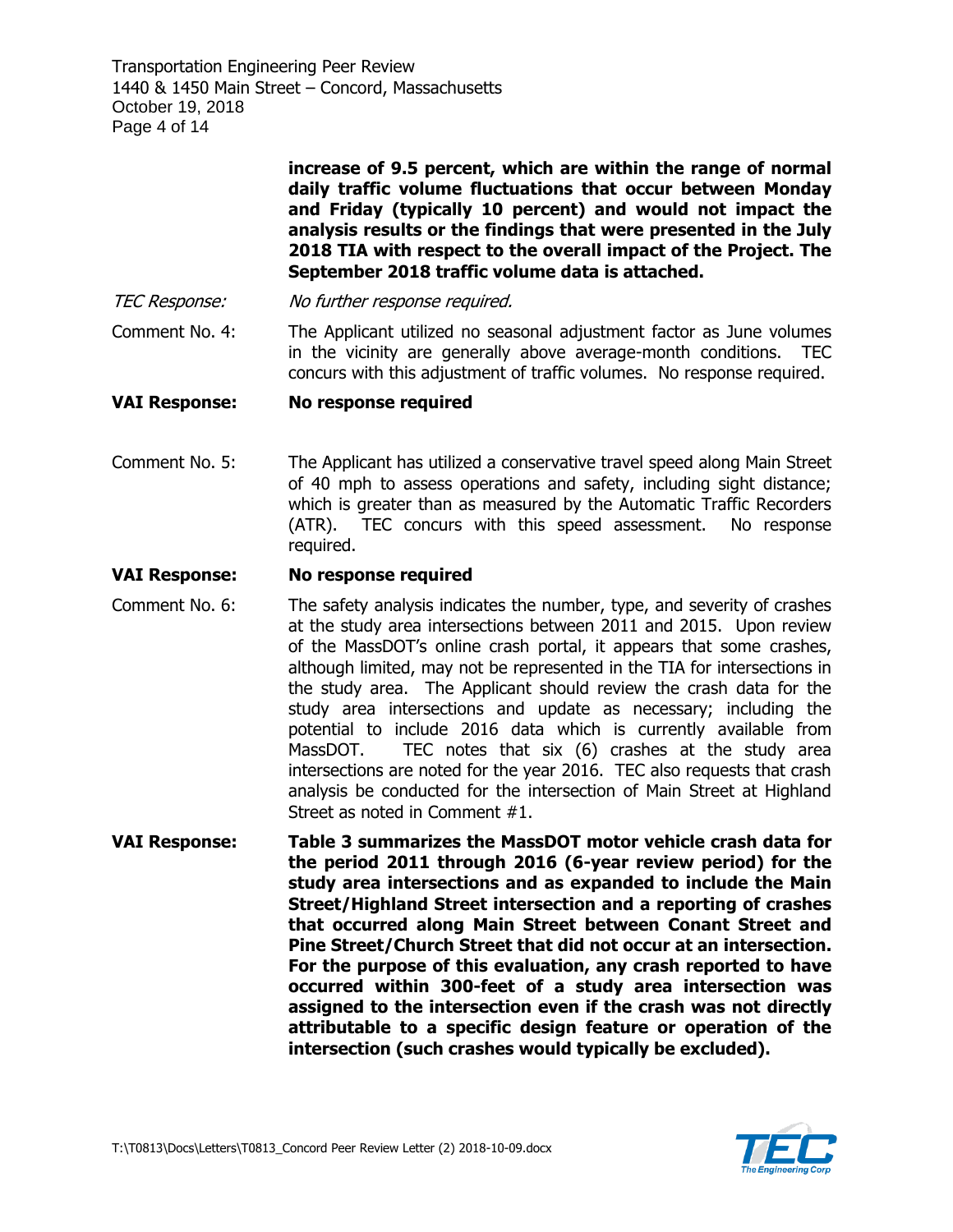**increase of 9.5 percent, which are within the range of normal daily traffic volume fluctuations that occur between Monday and Friday (typically 10 percent) and would not impact the analysis results or the findings that were presented in the July 2018 TIA with respect to the overall impact of the Project. The September 2018 traffic volume data is attached.**

*TEC Response:* *No further response required.*

Comment No. 4: The Applicant utilized no seasonal adjustment factor as June volumes in the vicinity are generally above average-month conditions. TEC concurs with this adjustment of traffic volumes. No response required.

**VAI Response: No response required**

Comment No. 5: The Applicant has utilized a conservative travel speed along Main Street of 40 mph to assess operations and safety, including sight distance; which is greater than as measured by the Automatic Traffic Recorders (ATR). TEC concurs with this speed assessment. No response required.

**VAI Response: No response required**

Comment No. 6: The safety analysis indicates the number, type, and severity of crashes at the study area intersections between 2011 and 2015. Upon review of the MassDOT's online crash portal, it appears that some crashes, although limited, may not be represented in the TIA for intersections in the study area. The Applicant should review the crash data for the study area intersections and update as necessary; including the potential to include 2016 data which is currently available from MassDOT. TEC notes that six (6) crashes at the study area intersections are noted for the year 2016. TEC also requests that crash analysis be conducted for the intersection of Main Street at Highland Street as noted in Comment #1.

**VAI Response: Table 3 summarizes the MassDOT motor vehicle crash data for the period 2011 through 2016 (6-year review period) for the study area intersections and as expanded to include the Main Street/Highland Street intersection and a reporting of crashes that occurred along Main Street between Conant Street and Pine Street/Church Street that did not occur at an intersection. For the purpose of this evaluation, any crash reported to have occurred within 300-feet of a study area intersection was assigned to the intersection even if the crash was not directly attributable to a specific design feature or operation of the intersection (such crashes would typically be excluded).**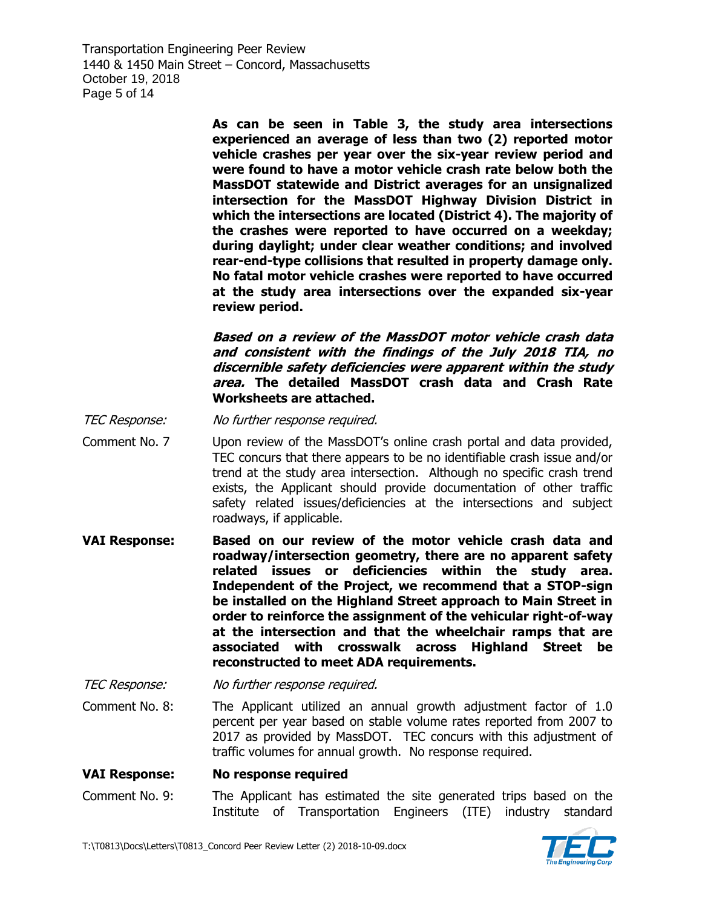**As can be seen in Table 3, the study area intersections experienced an average of less than two (2) reported motor vehicle crashes per year over the six-year review period and were found to have a motor vehicle crash rate below both the MassDOT statewide and District averages for an unsignalized intersection for the MassDOT Highway Division District in which the intersections are located (District 4). The majority of the crashes were reported to have occurred on a weekday; during daylight; under clear weather conditions; and involved rear-end-type collisions that resulted in property damage only. No fatal motor vehicle crashes were reported to have occurred at the study area intersections over the expanded six-year review period.**

***Based on a review of the MassDOT motor vehicle crash data and consistent with the findings of the July 2018 TIA, no discernible safety deficiencies were apparent within the study area.*** **The detailed MassDOT crash data and Crash Rate Worksheets are attached.**

*TEC Response:* *No further response required.*

Comment No. 7 Upon review of the MassDOT's online crash portal and data provided, TEC concurs that there appears to be no identifiable crash issue and/or trend at the study area intersection. Although no specific crash trend exists, the Applicant should provide documentation of other traffic safety related issues/deficiencies at the intersections and subject roadways, if applicable.

**VAI Response:** **Based on our review of the motor vehicle crash data and roadway/intersection geometry, there are no apparent safety related issues or deficiencies within the study area. Independent of the Project, we recommend that a STOP-sign be installed on the Highland Street approach to Main Street in order to reinforce the assignment of the vehicular right-of-way at the intersection and that the wheelchair ramps that are associated with crosswalk across Highland Street be reconstructed to meet ADA requirements.**

*TEC Response:* *No further response required.*

Comment No. 8: The Applicant utilized an annual growth adjustment factor of 1.0 percent per year based on stable volume rates reported from 2007 to 2017 as provided by MassDOT. TEC concurs with this adjustment of traffic volumes for annual growth. No response required.

**VAI Response:** **No response required**

Comment No. 9: The Applicant has estimated the site generated trips based on the Institute of Transportation Engineers (ITE) industry standard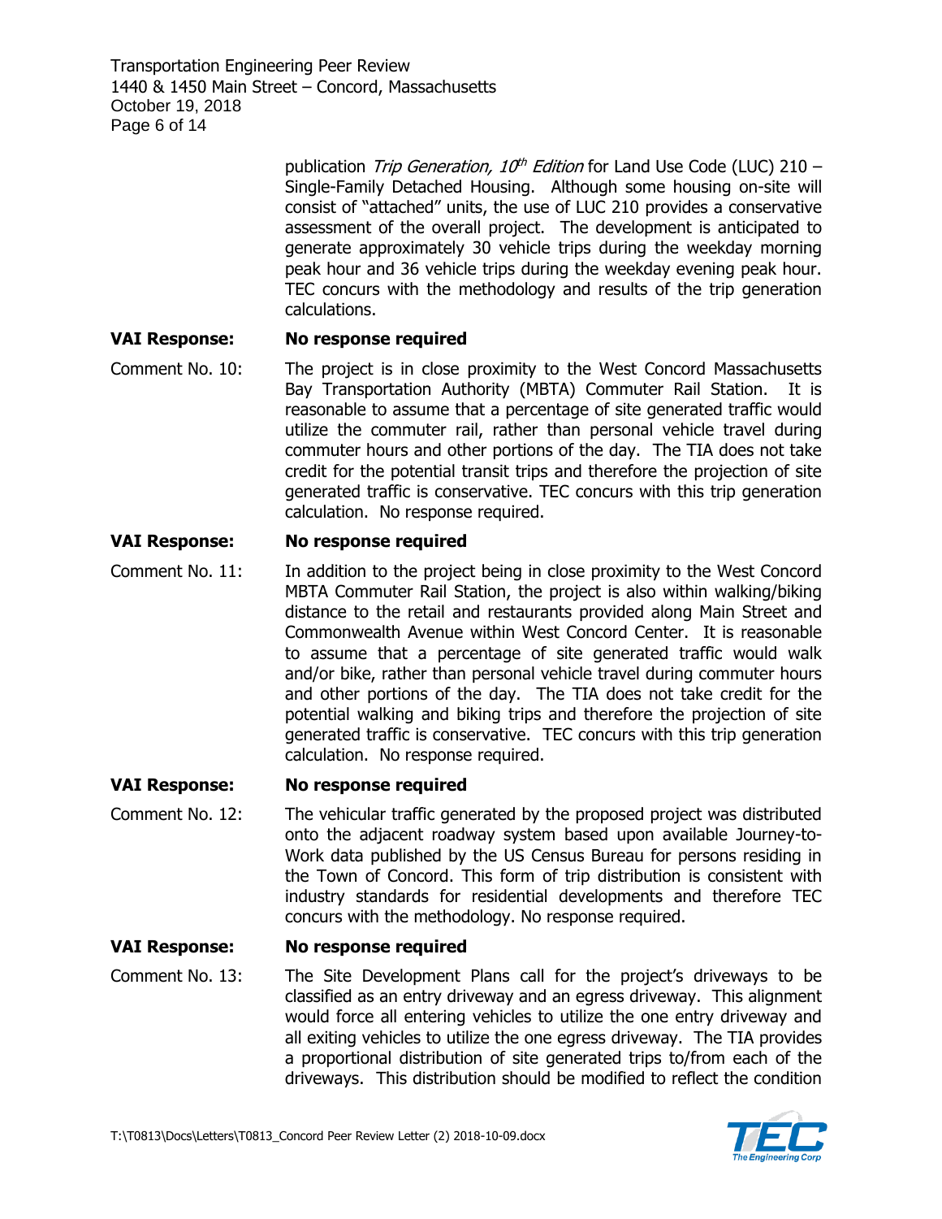publication *Trip Generation, 10th Edition* for Land Use Code (LUC) 210 – Single-Family Detached Housing. Although some housing on-site will consist of "attached" units, the use of LUC 210 provides a conservative assessment of the overall project. The development is anticipated to generate approximately 30 vehicle trips during the weekday morning peak hour and 36 vehicle trips during the weekday evening peak hour. TEC concurs with the methodology and results of the trip generation calculations.

**VAI Response: No response required**

Comment No. 10: The project is in close proximity to the West Concord Massachusetts Bay Transportation Authority (MBTA) Commuter Rail Station. It is reasonable to assume that a percentage of site generated traffic would utilize the commuter rail, rather than personal vehicle travel during commuter hours and other portions of the day. The TIA does not take credit for the potential transit trips and therefore the projection of site generated traffic is conservative. TEC concurs with this trip generation calculation. No response required.

**VAI Response: No response required**

Comment No. 11: In addition to the project being in close proximity to the West Concord MBTA Commuter Rail Station, the project is also within walking/biking distance to the retail and restaurants provided along Main Street and Commonwealth Avenue within West Concord Center. It is reasonable to assume that a percentage of site generated traffic would walk and/or bike, rather than personal vehicle travel during commuter hours and other portions of the day. The TIA does not take credit for the potential walking and biking trips and therefore the projection of site generated traffic is conservative. TEC concurs with this trip generation calculation. No response required.

**VAI Response: No response required**

Comment No. 12: The vehicular traffic generated by the proposed project was distributed onto the adjacent roadway system based upon available Journey-to-Work data published by the US Census Bureau for persons residing in the Town of Concord. This form of trip distribution is consistent with industry standards for residential developments and therefore TEC concurs with the methodology. No response required.

**VAI Response: No response required**

Comment No. 13: The Site Development Plans call for the project's driveways to be classified as an entry driveway and an egress driveway. This alignment would force all entering vehicles to utilize the one entry driveway and all exiting vehicles to utilize the one egress driveway. The TIA provides a proportional distribution of site generated trips to/from each of the driveways. This distribution should be modified to reflect the condition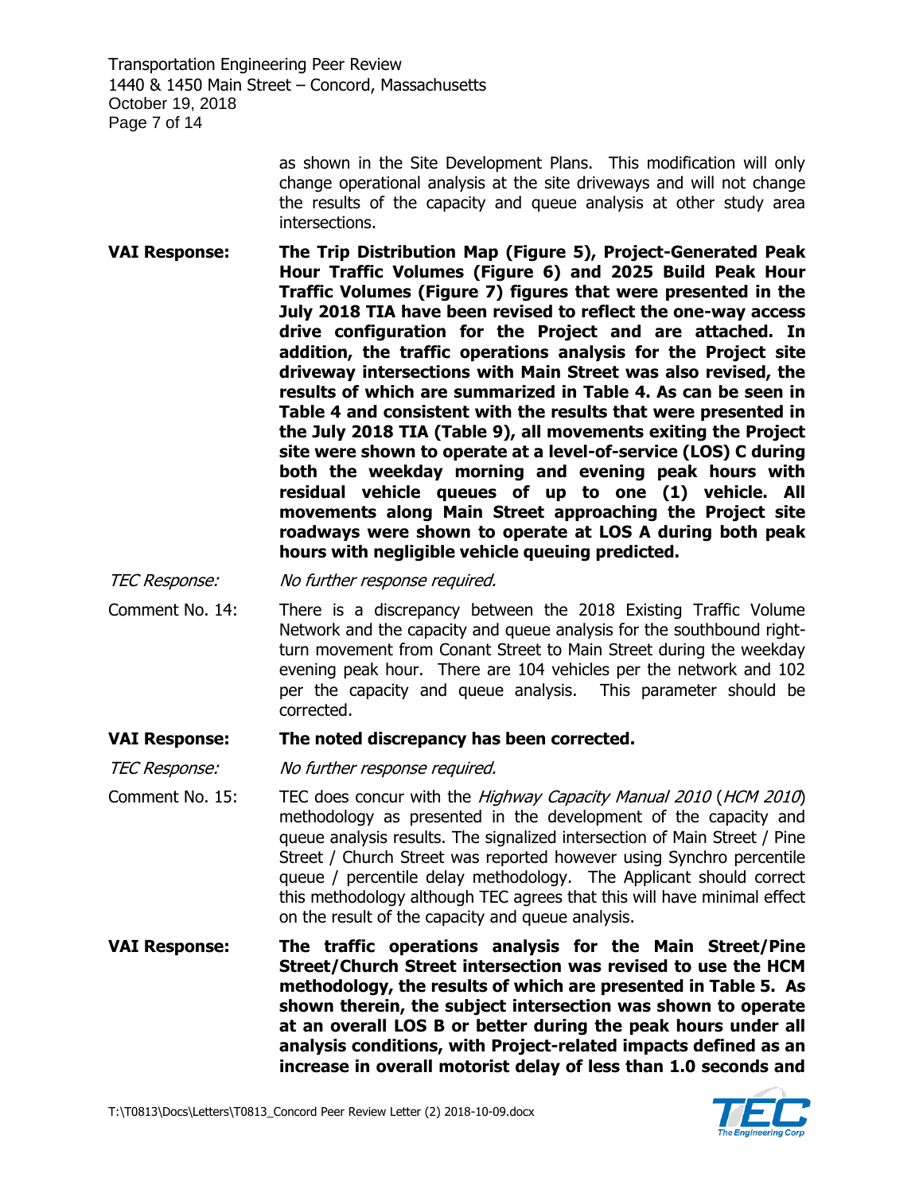as shown in the Site Development Plans. This modification will only change operational analysis at the site driveways and will not change the results of the capacity and queue analysis at other study area intersections.

**VAI Response:** **The Trip Distribution Map (Figure 5), Project-Generated Peak Hour Traffic Volumes (Figure 6) and 2025 Build Peak Hour Traffic Volumes (Figure 7) figures that were presented in the July 2018 TIA have been revised to reflect the one-way access drive configuration for the Project and are attached. In addition, the traffic operations analysis for the Project site driveway intersections with Main Street was also revised, the results of which are summarized in Table 4. As can be seen in Table 4 and consistent with the results that were presented in the July 2018 TIA (Table 9), all movements exiting the Project site were shown to operate at a level-of-service (LOS) C during both the weekday morning and evening peak hours with residual vehicle queues of up to one (1) vehicle. All movements along Main Street approaching the Project site roadways were shown to operate at LOS A during both peak hours with negligible vehicle queuing predicted.**

*TEC Response:* *No further response required.*

Comment No. 14: There is a discrepancy between the 2018 Existing Traffic Volume Network and the capacity and queue analysis for the southbound right-turn movement from Conant Street to Main Street during the weekday evening peak hour. There are 104 vehicles per the network and 102 per the capacity and queue analysis. This parameter should be corrected.

**VAI Response:** **The noted discrepancy has been corrected.**

*TEC Response:* *No further response required.*

Comment No. 15: TEC does concur with the *Highway Capacity Manual 2010* (*HCM 2010*) methodology as presented in the development of the capacity and queue analysis results. The signalized intersection of Main Street / Pine Street / Church Street was reported however using Synchro percentile queue / percentile delay methodology. The Applicant should correct this methodology although TEC agrees that this will have minimal effect on the result of the capacity and queue analysis.

**VAI Response:** **The traffic operations analysis for the Main Street/Pine Street/Church Street intersection was revised to use the HCM methodology, the results of which are presented in Table 5. As shown therein, the subject intersection was shown to operate at an overall LOS B or better during the peak hours under all analysis conditions, with Project-related impacts defined as an increase in overall motorist delay of less than 1.0 seconds and**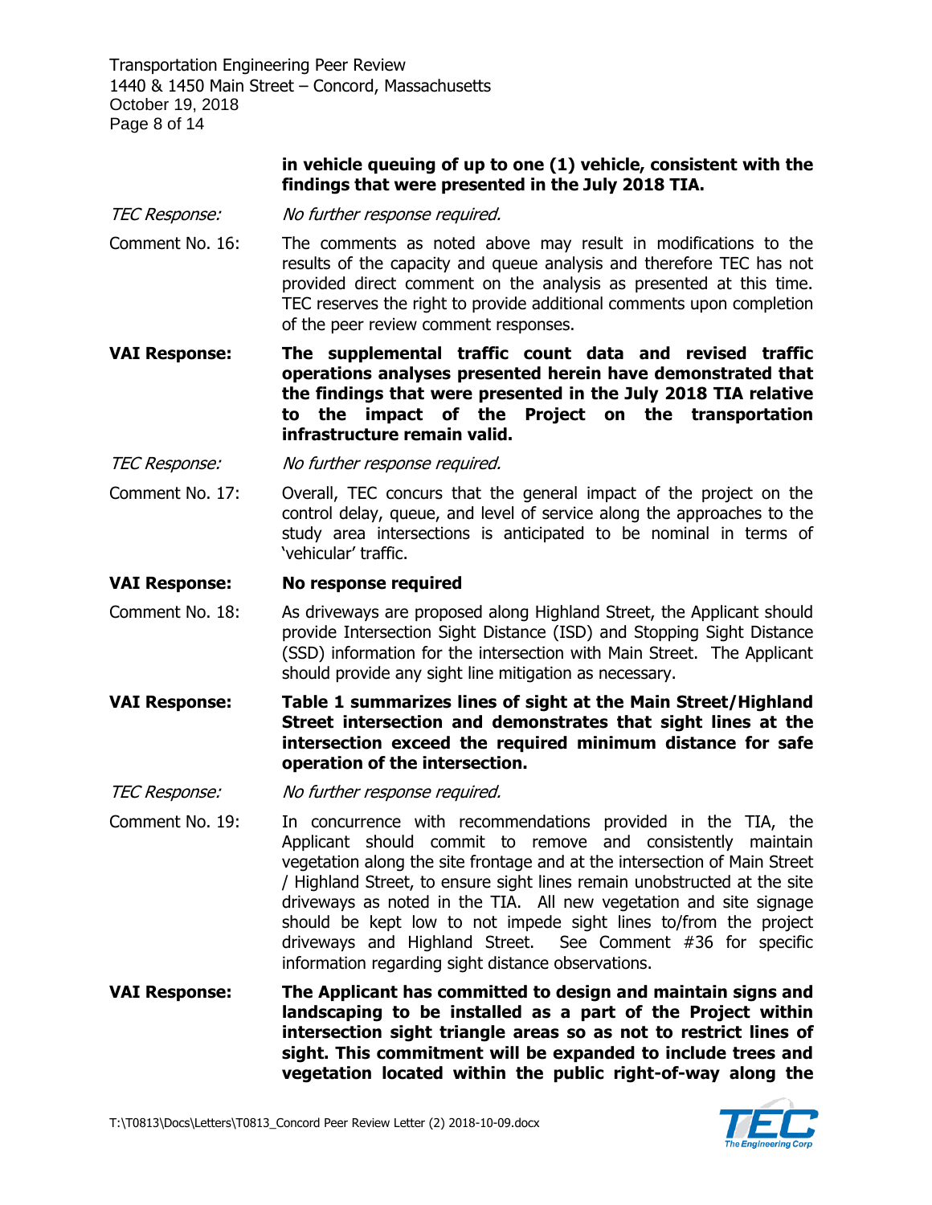**in vehicle queuing of up to one (1) vehicle, consistent with the findings that were presented in the July 2018 TIA.**

*TEC Response:* *No further response required.*

Comment No. 16: The comments as noted above may result in modifications to the results of the capacity and queue analysis and therefore TEC has not provided direct comment on the analysis as presented at this time. TEC reserves the right to provide additional comments upon completion of the peer review comment responses.

**VAI Response: The supplemental traffic count data and revised traffic operations analyses presented herein have demonstrated that the findings that were presented in the July 2018 TIA relative to the impact of the Project on the transportation infrastructure remain valid.**

*TEC Response:* *No further response required.*

Comment No. 17: Overall, TEC concurs that the general impact of the project on the control delay, queue, and level of service along the approaches to the study area intersections is anticipated to be nominal in terms of 'vehicular' traffic.

**VAI Response: No response required**

Comment No. 18: As driveways are proposed along Highland Street, the Applicant should provide Intersection Sight Distance (ISD) and Stopping Sight Distance (SSD) information for the intersection with Main Street. The Applicant should provide any sight line mitigation as necessary.

**VAI Response: Table 1 summarizes lines of sight at the Main Street/Highland Street intersection and demonstrates that sight lines at the intersection exceed the required minimum distance for safe operation of the intersection.**

*TEC Response:* *No further response required.*

Comment No. 19: In concurrence with recommendations provided in the TIA, the Applicant should commit to remove and consistently maintain vegetation along the site frontage and at the intersection of Main Street / Highland Street, to ensure sight lines remain unobstructed at the site driveways as noted in the TIA. All new vegetation and site signage should be kept low to not impede sight lines to/from the project driveways and Highland Street. See Comment #36 for specific information regarding sight distance observations.

**VAI Response: The Applicant has committed to design and maintain signs and landscaping to be installed as a part of the Project within intersection sight triangle areas so as not to restrict lines of sight. This commitment will be expanded to include trees and vegetation located within the public right-of-way along the**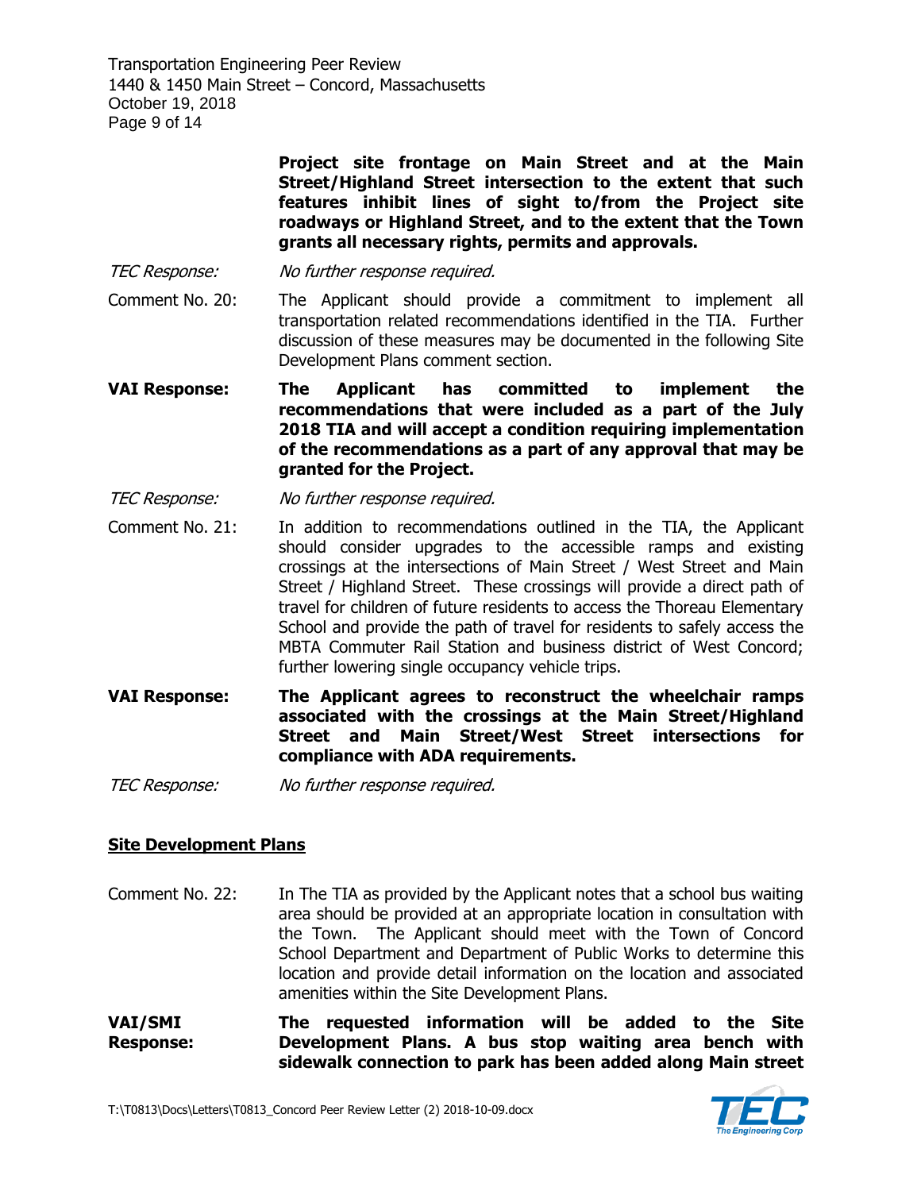**Project site frontage on Main Street and at the Main Street/Highland Street intersection to the extent that such features inhibit lines of sight to/from the Project site roadways or Highland Street, and to the extent that the Town grants all necessary rights, permits and approvals.**

*TEC Response:* *No further response required.*

Comment No. 20: The Applicant should provide a commitment to implement all transportation related recommendations identified in the TIA. Further discussion of these measures may be documented in the following Site Development Plans comment section.

**VAI Response: The Applicant has committed to implement the recommendations that were included as a part of the July 2018 TIA and will accept a condition requiring implementation of the recommendations as a part of any approval that may be granted for the Project.**

*TEC Response:* *No further response required.*

Comment No. 21: In addition to recommendations outlined in the TIA, the Applicant should consider upgrades to the accessible ramps and existing crossings at the intersections of Main Street / West Street and Main Street / Highland Street. These crossings will provide a direct path of travel for children of future residents to access the Thoreau Elementary School and provide the path of travel for residents to safely access the MBTA Commuter Rail Station and business district of West Concord; further lowering single occupancy vehicle trips.

**VAI Response: The Applicant agrees to reconstruct the wheelchair ramps associated with the crossings at the Main Street/Highland Street and Main Street/West Street intersections for compliance with ADA requirements.**

*TEC Response:* *No further response required.*

## Site Development Plans

Comment No. 22: In The TIA as provided by the Applicant notes that a school bus waiting area should be provided at an appropriate location in consultation with the Town. The Applicant should meet with the Town of Concord School Department and Department of Public Works to determine this location and provide detail information on the location and associated amenities within the Site Development Plans.

**VAI/SMI Response: The requested information will be added to the Site Development Plans. A bus stop waiting area bench with sidewalk connection to park has been added along Main street**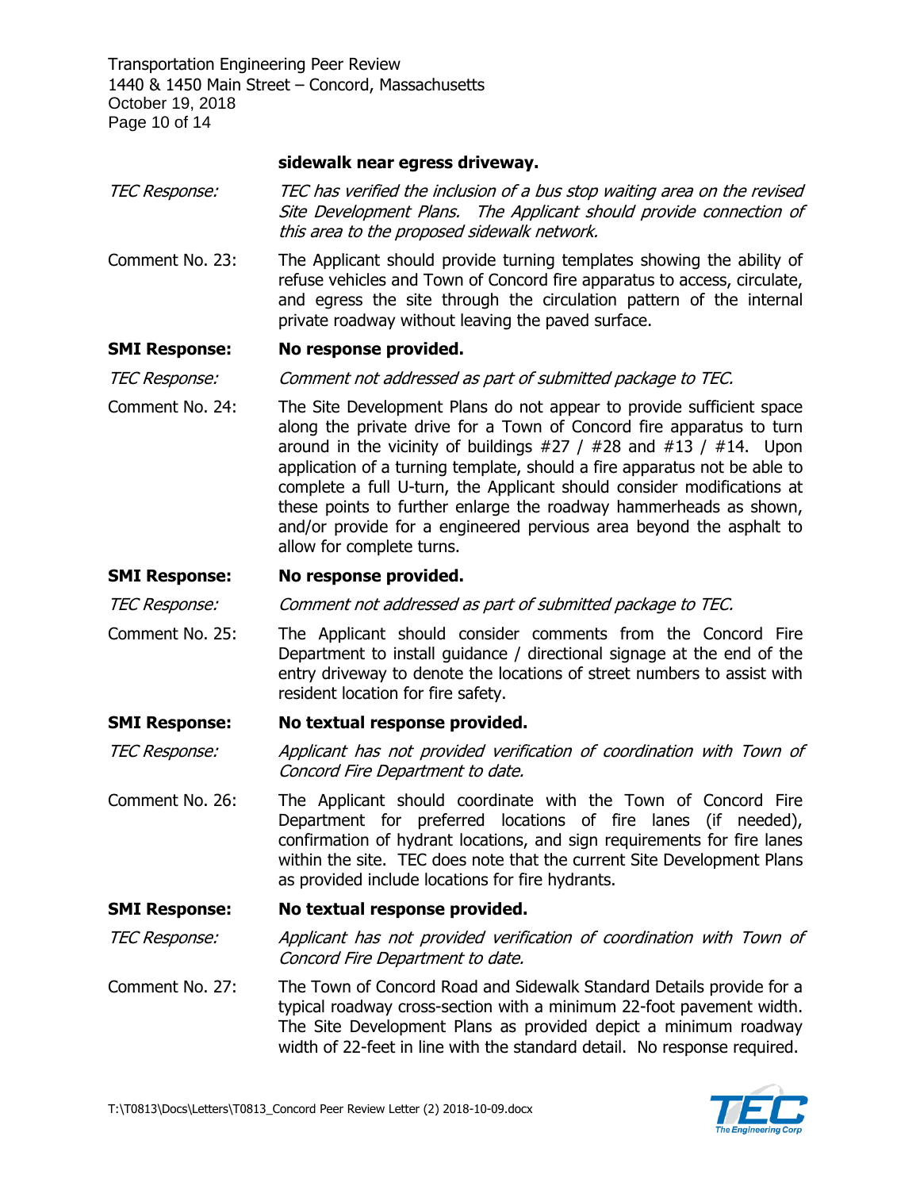**sidewalk near egress driveway.**

*TEC Response:* *TEC has verified the inclusion of a bus stop waiting area on the revised Site Development Plans. The Applicant should provide connection of this area to the proposed sidewalk network.*

Comment No. 23: The Applicant should provide turning templates showing the ability of refuse vehicles and Town of Concord fire apparatus to access, circulate, and egress the site through the circulation pattern of the internal private roadway without leaving the paved surface.

**SMI Response: No response provided.**

*TEC Response:* *Comment not addressed as part of submitted package to TEC.*

Comment No. 24: The Site Development Plans do not appear to provide sufficient space along the private drive for a Town of Concord fire apparatus to turn around in the vicinity of buildings #27 / #28 and #13 / #14. Upon application of a turning template, should a fire apparatus not be able to complete a full U-turn, the Applicant should consider modifications at these points to further enlarge the roadway hammerheads as shown, and/or provide for a engineered pervious area beyond the asphalt to allow for complete turns.

**SMI Response: No response provided.**

*TEC Response:* *Comment not addressed as part of submitted package to TEC.*

Comment No. 25: The Applicant should consider comments from the Concord Fire Department to install guidance / directional signage at the end of the entry driveway to denote the locations of street numbers to assist with resident location for fire safety.

**SMI Response: No textual response provided.**

*TEC Response:* *Applicant has not provided verification of coordination with Town of Concord Fire Department to date.*

Comment No. 26: The Applicant should coordinate with the Town of Concord Fire Department for preferred locations of fire lanes (if needed), confirmation of hydrant locations, and sign requirements for fire lanes within the site. TEC does note that the current Site Development Plans as provided include locations for fire hydrants.

**SMI Response: No textual response provided.**

*TEC Response:* *Applicant has not provided verification of coordination with Town of Concord Fire Department to date.*

Comment No. 27: The Town of Concord Road and Sidewalk Standard Details provide for a typical roadway cross-section with a minimum 22-foot pavement width. The Site Development Plans as provided depict a minimum roadway width of 22-feet in line with the standard detail. No response required.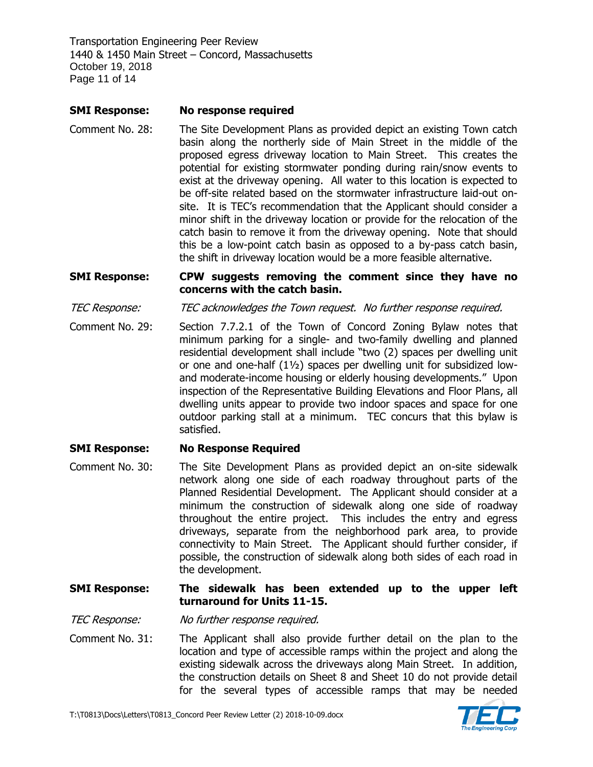**SMI Response:** **No response required**

Comment No. 28: The Site Development Plans as provided depict an existing Town catch basin along the northerly side of Main Street in the middle of the proposed egress driveway location to Main Street. This creates the potential for existing stormwater ponding during rain/snow events to exist at the driveway opening. All water to this location is expected to be off-site related based on the stormwater infrastructure laid-out on-site. It is TEC's recommendation that the Applicant should consider a minor shift in the driveway location or provide for the relocation of the catch basin to remove it from the driveway opening. Note that should this be a low-point catch basin as opposed to a by-pass catch basin, the shift in driveway location would be a more feasible alternative.

**SMI Response:** **CPW suggests removing the comment since they have no concerns with the catch basin.**

*TEC Response:* *TEC acknowledges the Town request. No further response required.*

Comment No. 29: Section 7.7.2.1 of the Town of Concord Zoning Bylaw notes that minimum parking for a single- and two-family dwelling and planned residential development shall include "two (2) spaces per dwelling unit or one and one-half (1½) spaces per dwelling unit for subsidized low- and moderate-income housing or elderly housing developments." Upon inspection of the Representative Building Elevations and Floor Plans, all dwelling units appear to provide two indoor spaces and space for one outdoor parking stall at a minimum. TEC concurs that this bylaw is satisfied.

**SMI Response:** **No Response Required**

Comment No. 30: The Site Development Plans as provided depict an on-site sidewalk network along one side of each roadway throughout parts of the Planned Residential Development. The Applicant should consider at a minimum the construction of sidewalk along one side of roadway throughout the entire project. This includes the entry and egress driveways, separate from the neighborhood park area, to provide connectivity to Main Street. The Applicant should further consider, if possible, the construction of sidewalk along both sides of each road in the development.

**SMI Response:** **The sidewalk has been extended up to the upper left turnaround for Units 11-15.**

*TEC Response:* *No further response required.*

Comment No. 31: The Applicant shall also provide further detail on the plan to the location and type of accessible ramps within the project and along the existing sidewalk across the driveways along Main Street. In addition, the construction details on Sheet 8 and Sheet 10 do not provide detail for the several types of accessible ramps that may be needed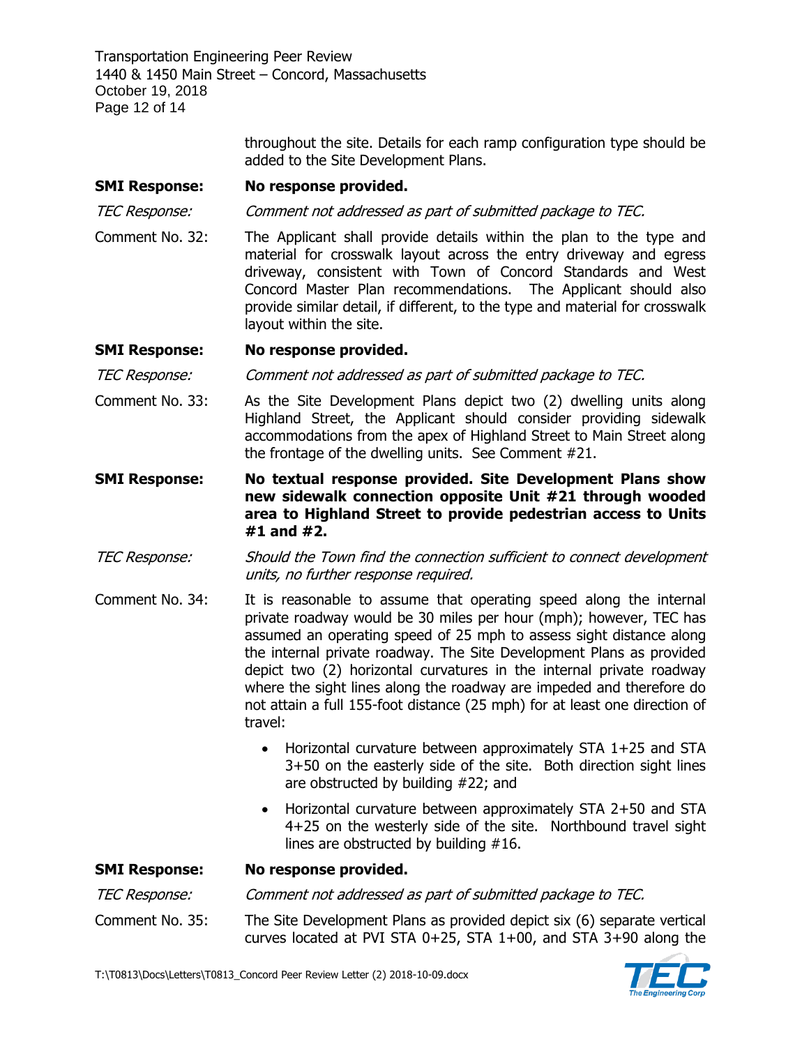throughout the site. Details for each ramp configuration type should be added to the Site Development Plans.

**SMI Response:** **No response provided.**

*TEC Response:* *Comment not addressed as part of submitted package to TEC.*

Comment No. 32: The Applicant shall provide details within the plan to the type and material for crosswalk layout across the entry driveway and egress driveway, consistent with Town of Concord Standards and West Concord Master Plan recommendations. The Applicant should also provide similar detail, if different, to the type and material for crosswalk layout within the site.

**SMI Response:** **No response provided.**

*TEC Response:* *Comment not addressed as part of submitted package to TEC.*

Comment No. 33: As the Site Development Plans depict two (2) dwelling units along Highland Street, the Applicant should consider providing sidewalk accommodations from the apex of Highland Street to Main Street along the frontage of the dwelling units. See Comment #21.

**SMI Response:** **No textual response provided. Site Development Plans show new sidewalk connection opposite Unit #21 through wooded area to Highland Street to provide pedestrian access to Units #1 and #2.**

*TEC Response:* *Should the Town find the connection sufficient to connect development units, no further response required.*

Comment No. 34: It is reasonable to assume that operating speed along the internal private roadway would be 30 miles per hour (mph); however, TEC has assumed an operating speed of 25 mph to assess sight distance along the internal private roadway. The Site Development Plans as provided depict two (2) horizontal curvatures in the internal private roadway where the sight lines along the roadway are impeded and therefore do not attain a full 155-foot distance (25 mph) for at least one direction of travel:

- Horizontal curvature between approximately STA 1+25 and STA 3+50 on the easterly side of the site. Both direction sight lines are obstructed by building #22; and
- Horizontal curvature between approximately STA 2+50 and STA 4+25 on the westerly side of the site. Northbound travel sight lines are obstructed by building #16.

**SMI Response:** **No response provided.**

*TEC Response:* *Comment not addressed as part of submitted package to TEC.*

Comment No. 35: The Site Development Plans as provided depict six (6) separate vertical curves located at PVI STA 0+25, STA 1+00, and STA 3+90 along the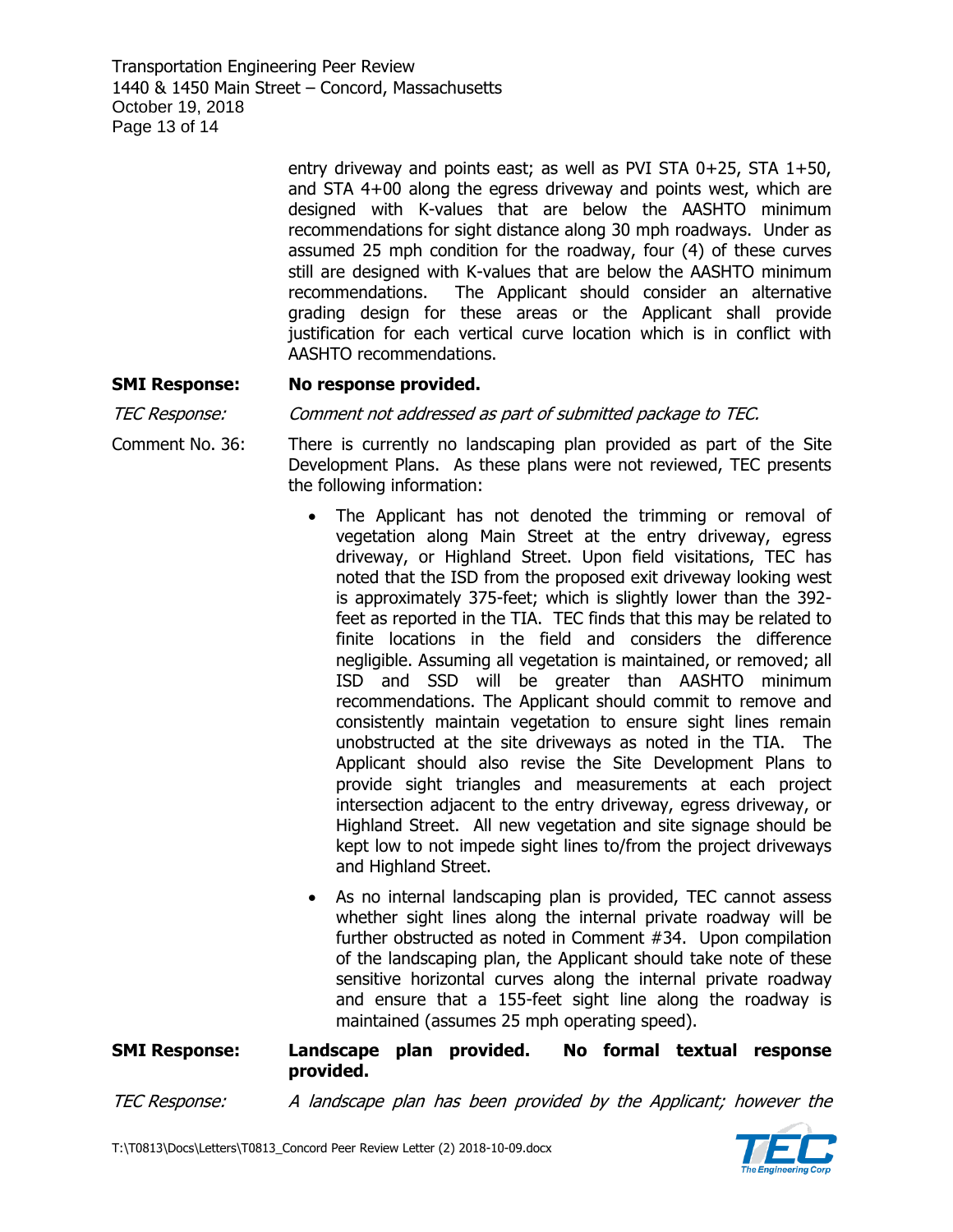entry driveway and points east; as well as PVI STA 0+25, STA 1+50, and STA 4+00 along the egress driveway and points west, which are designed with K-values that are below the AASHTO minimum recommendations for sight distance along 30 mph roadways. Under as assumed 25 mph condition for the roadway, four (4) of these curves still are designed with K-values that are below the AASHTO minimum recommendations. The Applicant should consider an alternative grading design for these areas or the Applicant shall provide justification for each vertical curve location which is in conflict with AASHTO recommendations.

**SMI Response:** **No response provided.**

*TEC Response:* *Comment not addressed as part of submitted package to TEC.*

Comment No. 36: There is currently no landscaping plan provided as part of the Site Development Plans. As these plans were not reviewed, TEC presents the following information:

- The Applicant has not denoted the trimming or removal of vegetation along Main Street at the entry driveway, egress driveway, or Highland Street. Upon field visitations, TEC has noted that the ISD from the proposed exit driveway looking west is approximately 375-feet; which is slightly lower than the 392-feet as reported in the TIA. TEC finds that this may be related to finite locations in the field and considers the difference negligible. Assuming all vegetation is maintained, or removed; all ISD and SSD will be greater than AASHTO minimum recommendations. The Applicant should commit to remove and consistently maintain vegetation to ensure sight lines remain unobstructed at the site driveways as noted in the TIA. The Applicant should also revise the Site Development Plans to provide sight triangles and measurements at each project intersection adjacent to the entry driveway, egress driveway, or Highland Street. All new vegetation and site signage should be kept low to not impede sight lines to/from the project driveways and Highland Street.
- As no internal landscaping plan is provided, TEC cannot assess whether sight lines along the internal private roadway will be further obstructed as noted in Comment #34. Upon compilation of the landscaping plan, the Applicant should take note of these sensitive horizontal curves along the internal private roadway and ensure that a 155-feet sight line along the roadway is maintained (assumes 25 mph operating speed).

**SMI Response:** **Landscape plan provided. No formal textual response provided.**

*TEC Response:* *A landscape plan has been provided by the Applicant; however the*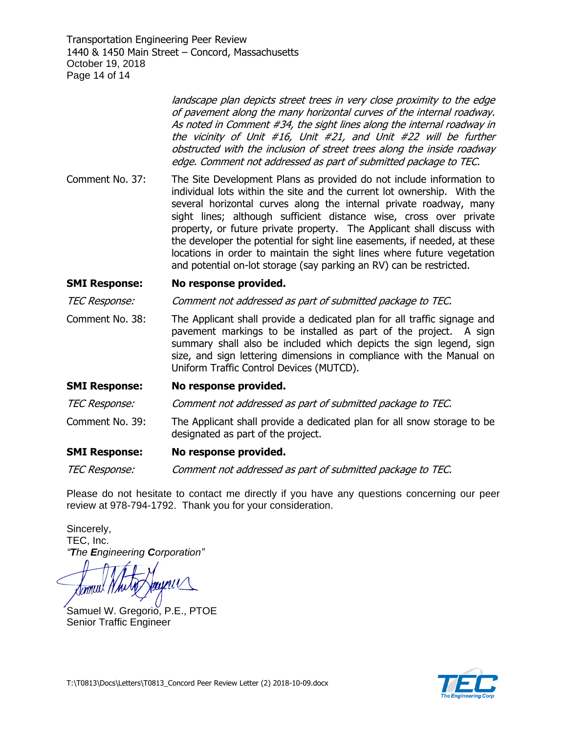*landscape plan depicts street trees in very close proximity to the edge of pavement along the many horizontal curves of the internal roadway. As noted in Comment #34, the sight lines along the internal roadway in the vicinity of Unit #16, Unit #21, and Unit #22 will be further obstructed with the inclusion of street trees along the inside roadway edge. Comment not addressed as part of submitted package to TEC.*

Comment No. 37: The Site Development Plans as provided do not include information to individual lots within the site and the current lot ownership. With the several horizontal curves along the internal private roadway, many sight lines; although sufficient distance wise, cross over private property, or future private property. The Applicant shall discuss with the developer the potential for sight line easements, if needed, at these locations in order to maintain the sight lines where future vegetation and potential on-lot storage (say parking an RV) can be restricted.

**SMI Response: No response provided.**

*TEC Response: Comment not addressed as part of submitted package to TEC.*

Comment No. 38: The Applicant shall provide a dedicated plan for all traffic signage and pavement markings to be installed as part of the project. A sign summary shall also be included which depicts the sign legend, sign size, and sign lettering dimensions in compliance with the Manual on Uniform Traffic Control Devices (MUTCD).

**SMI Response: No response provided.**

*TEC Response: Comment not addressed as part of submitted package to TEC.*

Comment No. 39: The Applicant shall provide a dedicated plan for all snow storage to be designated as part of the project.

**SMI Response: No response provided.**

*TEC Response: Comment not addressed as part of submitted package to TEC.*

Please do not hesitate to contact me directly if you have any questions concerning our peer review at 978-794-1792. Thank you for your consideration.

Sincerely,
TEC, Inc.
*"**T**he **E**ngineering **C**orporation"*

Samuel W. Gregorio, P.E., PTOE
Senior Traffic Engineer

T:\T0813\Docs\Letters\T0813_Concord Peer Review Letter (2) 2018-10-09.docx